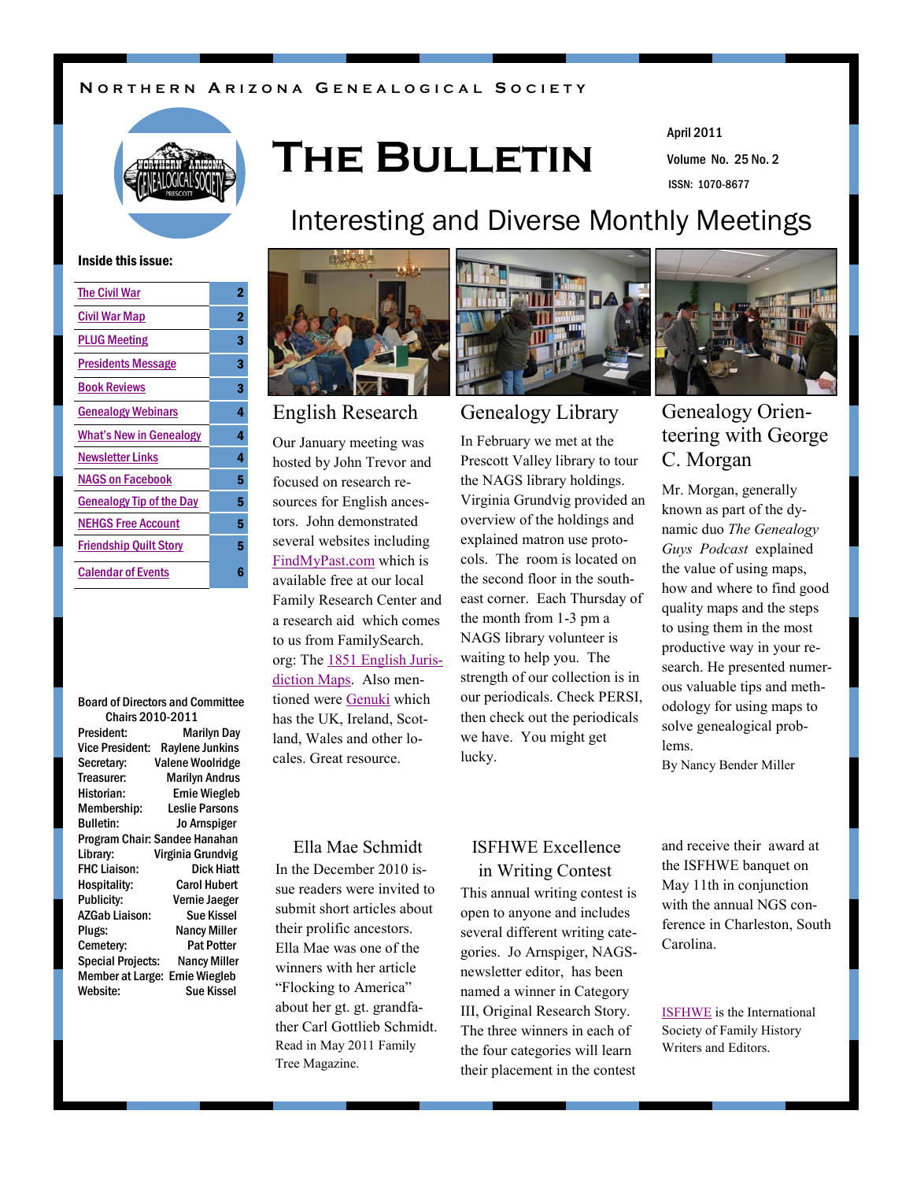Northern Arizona Genealogical Society

# The Bulletin

April 2011

Volume No. 25 No. 2

ISSN: 1070-8677

## Interesting and Diverse Monthly Meetings

**Inside this issue:**

| | |
|---|---|
| The Civil War | 2 |
| Civil War Map | 2 |
| PLUG Meeting | 3 |
| Presidents Message | 3 |
| Book Reviews | 3 |
| Genealogy Webinars | 4 |
| What's New in Genealogy | 4 |
| Newsletter Links | 4 |
| NAGS on Facebook | 5 |
| Genealogy Tip of the Day | 5 |
| NEHGS Free Account | 5 |
| Friendship Quilt Story | 5 |
| Calendar of Events | 6 |

**Board of Directors and Committee Chairs 2010-2011**

| | |
|---|---|
| President: | Marilyn Day |
| Vice President: | Raylene Junkins |
| Secretary: | Valene Woolridge |
| Treasurer: | Marilyn Andrus |
| Historian: | Ernie Wiegleb |
| Membership: | Leslie Parsons |
| Bulletin: | Jo Arnspiger |
| Program Chair: | Sandee Hanahan |
| Library: | Virginia Grundvig |
| FHC Liaison: | Dick Hiatt |
| Hospitality: | Carol Hubert |
| Publicity: | Vernie Jaeger |
| AZGab Liaison: | Sue Kissel |
| Plugs: | Nancy Miller |
| Cemetery: | Pat Potter |
| Special Projects: | Nancy Miller |
| Member at Large: | Ernie Wiegleb |
| Website: | Sue Kissel |

### English Research

Our January meeting was hosted by John Trevor and focused on research resources for English ancestors. John demonstrated several websites including FindMyPast.com which is available free at our local Family Research Center and a research aid which comes to us from FamilySearch.org: The 1851 English Jurisdiction Maps. Also mentioned were Genuki which has the UK, Ireland, Scotland, Wales and other locales. Great resource.

### Genealogy Library

In February we met at the Prescott Valley library to tour the NAGS library holdings. Virginia Grundvig provided an overview of the holdings and explained matron use protocols. The room is located on the second floor in the southeast corner. Each Thursday of the month from 1-3 pm a NAGS library volunteer is waiting to help you. The strength of our collection is in our periodicals. Check PERSI, then check out the periodicals we have. You might get lucky.

### Genealogy Orienteering with George C. Morgan

Mr. Morgan, generally known as part of the dynamic duo *The Genealogy Guys Podcast* explained the value of using maps, how and where to find good quality maps and the steps to using them in the most productive way in your research. He presented numerous valuable tips and methodology for using maps to solve genealogical problems.

By Nancy Bender Miller

### Ella Mae Schmidt

In the December 2010 issue readers were invited to submit short articles about their prolific ancestors. Ella Mae was one of the winners with her article "Flocking to America" about her gt. gt. grandfather Carl Gottlieb Schmidt. Read in May 2011 Family Tree Magazine.

### ISFHWE Excellence in Writing Contest

This annual writing contest is open to anyone and includes several different writing categories. Jo Arnspiger, NAGS-newsletter editor, has been named a winner in Category III, Original Research Story. The three winners in each of the four categories will learn their placement in the contest and receive their award at the ISFHWE banquet on May 11th in conjunction with the annual NGS conference in Charleston, South Carolina.

ISFHWE is the International Society of Family History Writers and Editors.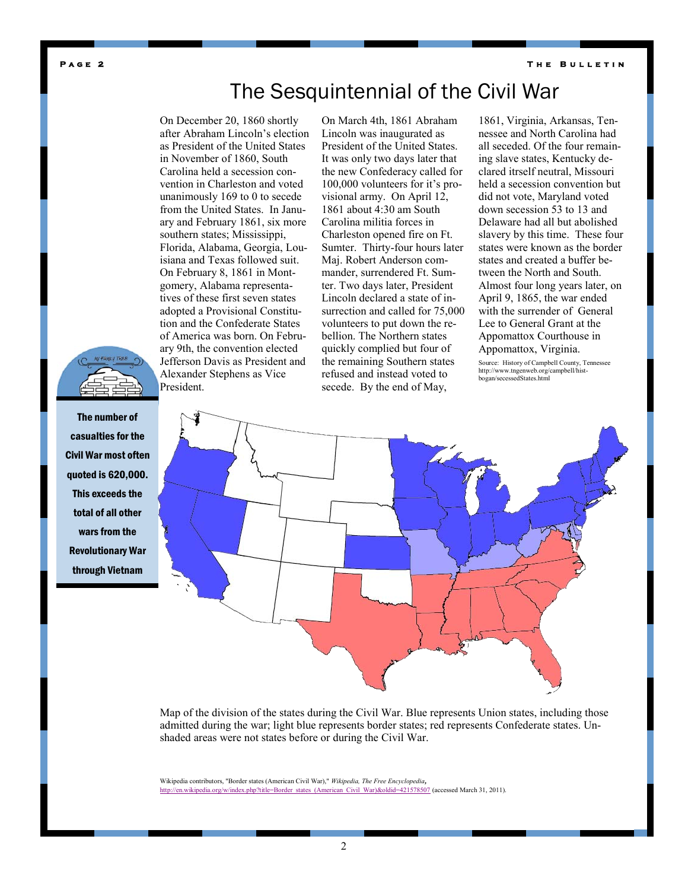# The Sesquintennial of the Civil War

On December 20, 1860 shortly after Abraham Lincoln's election as President of the United States in November of 1860, South Carolina held a secession convention in Charleston and voted unanimously 169 to 0 to secede from the United States. In January and February 1861, six more southern states; Mississippi, Florida, Alabama, Georgia, Louisiana and Texas followed suit. On February 8, 1861 in Montgomery, Alabama representatives of these first seven states adopted a Provisional Constitution and the Confederate States of America was born. On February 9th, the convention elected Jefferson Davis as President and Alexander Stephens as Vice President.

On March 4th, 1861 Abraham Lincoln was inaugurated as President of the United States. It was only two days later that the new Confederacy called for 100,000 volunteers for it's provisional army. On April 12, 1861 about 4:30 am South Carolina militia forces in Charleston opened fire on Ft. Sumter. Thirty-four hours later Maj. Robert Anderson commander, surrendered Ft. Sumter. Two days later, President Lincoln declared a state of insurrection and called for 75,000 volunteers to put down the rebellion. The Northern states quickly complied but four of the remaining Southern states refused and instead voted to secede. By the end of May, 1861, Virginia, Arkansas, Tennessee and North Carolina had all seceded. Of the four remaining slave states, Kentucky declared itrself neutral, Missouri held a secession convention but did not vote, Maryland voted down secession 53 to 13 and Delaware had all but abolished slavery by this time. These four states were known as the border states and created a buffer between the North and South. Almost four long years later, on April 9, 1865, the war ended with the surrender of General Lee to General Grant at the Appomattox Courthouse in Appomattox, Virginia.

Source: History of Campbell County, Tennessee http://www.tngenweb.org/campbell/hist-bogan/secessedStates.html

**The number of casualties for the Civil War most often quoted is 620,000. This exceeds the total of all other wars from the Revolutionary War through Vietnam**

Map of the division of the states during the Civil War. Blue represents Union states, including those admitted during the war; light blue represents border states; red represents Confederate states. Unshaded areas were not states before or during the Civil War.

Wikipedia contributors, "Border states (American Civil War)," *Wikipedia, The Free Encyclopedia*, http://en.wikipedia.org/w/index.php?title=Border_states_(American_Civil_War)&oldid=421578507 (accessed March 31, 2011).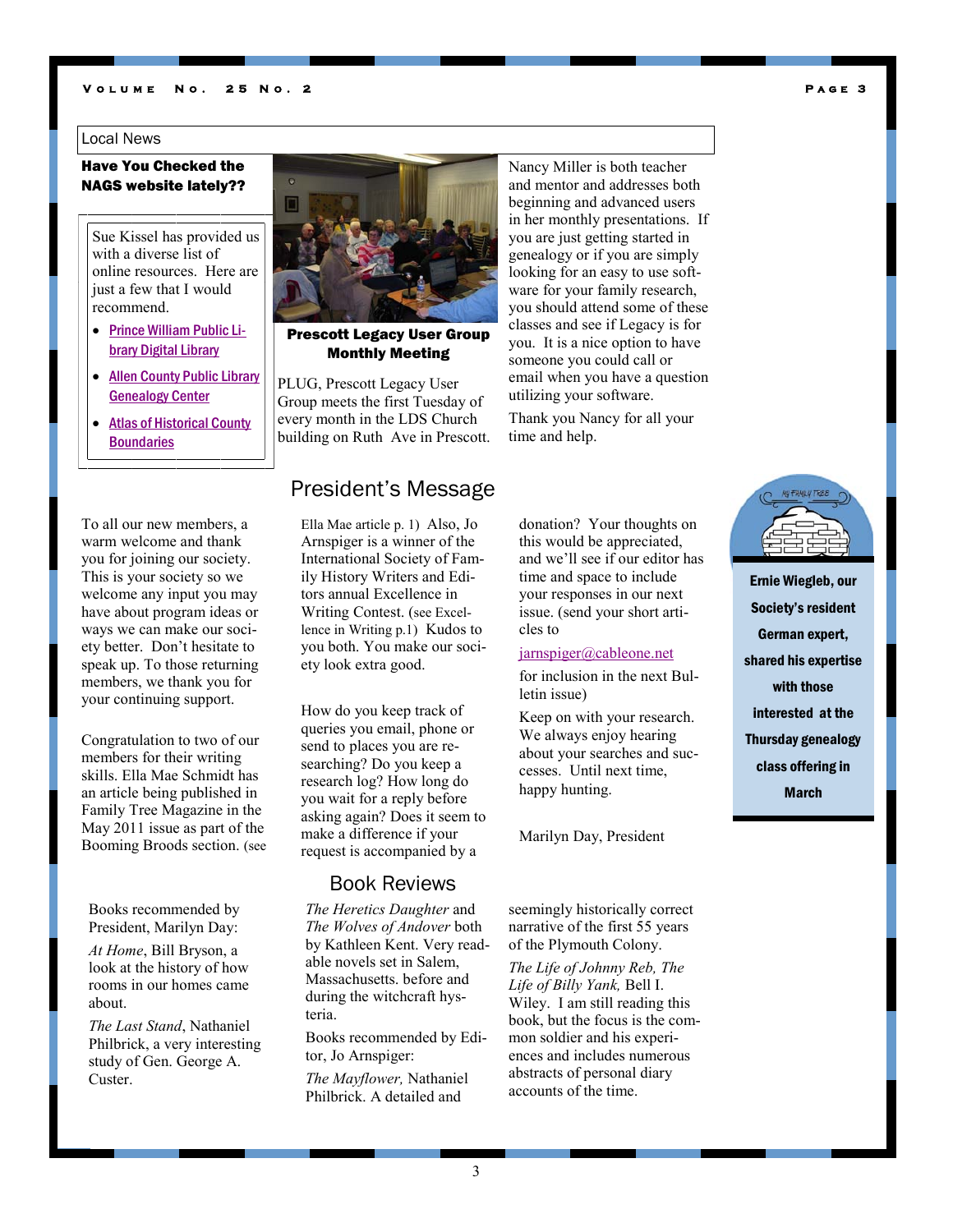## Local News

### Have You Checked the NAGS website lately??

Sue Kissel has provided us with a diverse list of online resources. Here are just a few that I would recommend.

- Prince William Public Library Digital Library
- Allen County Public Library Genealogy Center
- Atlas of Historical County Boundaries

**Prescott Legacy User Group Monthly Meeting**

PLUG, Prescott Legacy User Group meets the first Tuesday of every month in the LDS Church building on Ruth Ave in Prescott. Nancy Miller is both teacher and mentor and addresses both beginning and advanced users in her monthly presentations. If you are just getting started in genealogy or if you are simply looking for an easy to use software for your family research, you should attend some of these classes and see if Legacy is for you. It is a nice option to have someone you could call or email when you have a question utilizing your software.

Thank you Nancy for all your time and help.

## President's Message

To all our new members, a warm welcome and thank you for joining our society. This is your society so we welcome any input you may have about program ideas or ways we can make our society better. Don't hesitate to speak up. To those returning members, we thank you for your continuing support.

Congratulation to two of our members for their writing skills. Ella Mae Schmidt has an article being published in Family Tree Magazine in the May 2011 issue as part of the Booming Broods section. (see Ella Mae article p. 1) Also, Jo Arnspiger is a winner of the International Society of Family History Writers and Editors annual Excellence in Writing Contest. (see Excellence in Writing p.1) Kudos to you both. You make our society look extra good.

How do you keep track of queries you email, phone or send to places you are researching? Do you keep a research log? How long do you wait for a reply before asking again? Does it seem to make a difference if your request is accompanied by a donation? Your thoughts on this would be appreciated, and we'll see if our editor has time and space to include your responses in our next issue. (send your short articles to

jarnspiger@cableone.net

for inclusion in the next Bulletin issue)

Keep on with your research. We always enjoy hearing about your searches and successes. Until next time, happy hunting.

Marilyn Day, President

**Ernie Wiegleb, our Society's resident German expert, shared his expertise with those interested at the Thursday genealogy class offering in March**

## Book Reviews

Books recommended by President, Marilyn Day:

*At Home*, Bill Bryson, a look at the history of how rooms in our homes came about.

*The Last Stand*, Nathaniel Philbrick, a very interesting study of Gen. George A. Custer.

*The Heretics Daughter* and *The Wolves of Andover* both by Kathleen Kent. Very readable novels set in Salem, Massachusetts. before and during the witchcraft hysteria.

Books recommended by Editor, Jo Arnspiger:

*The Mayflower,* Nathaniel Philbrick. A detailed and seemingly historically correct narrative of the first 55 years of the Plymouth Colony.

*The Life of Johnny Reb, The Life of Billy Yank,* Bell I. Wiley. I am still reading this book, but the focus is the common soldier and his experiences and includes numerous abstracts of personal diary accounts of the time.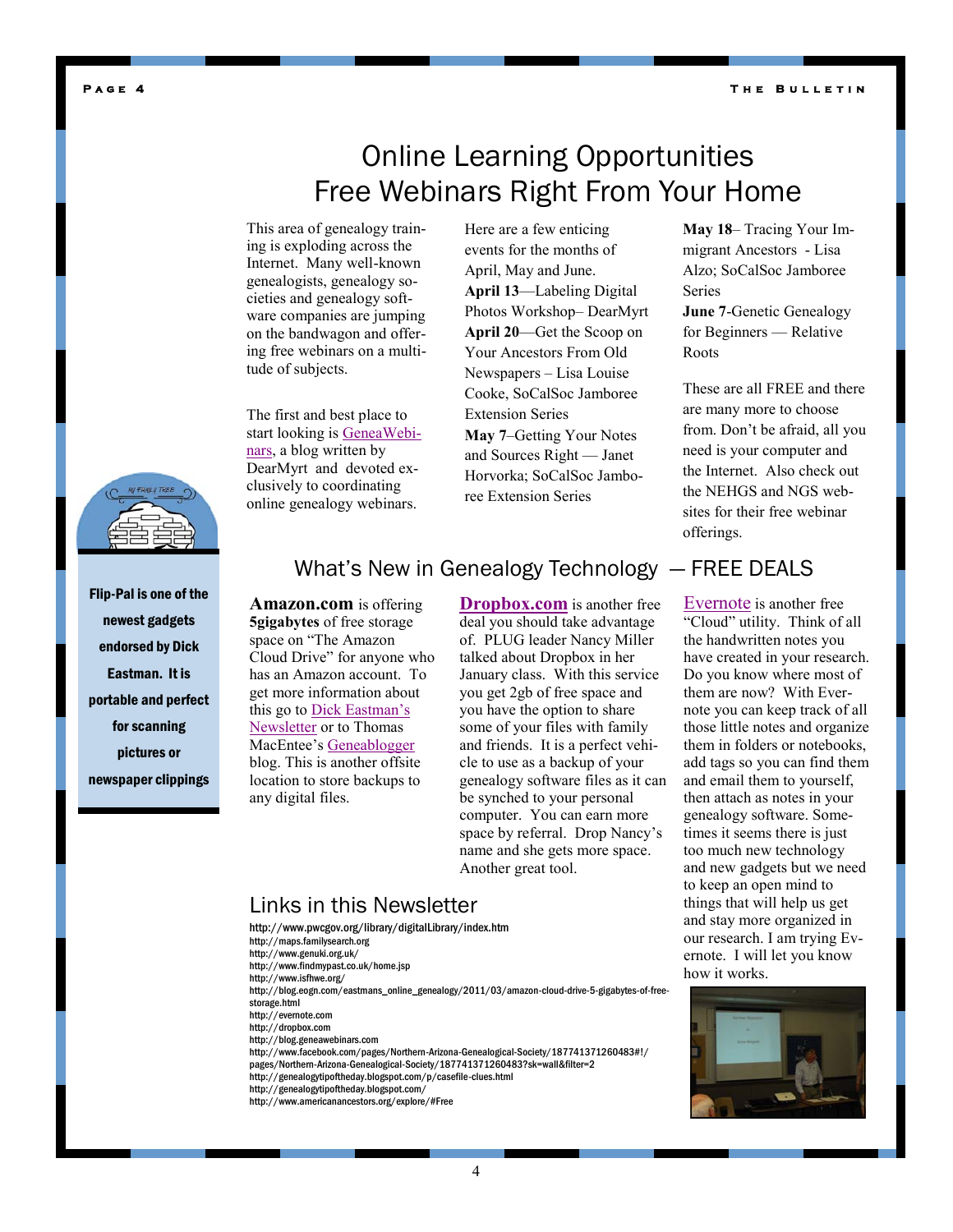# Online Learning Opportunities
# Free Webinars Right From Your Home

This area of genealogy training is exploding across the Internet. Many well-known genealogists, genealogy societies and genealogy software companies are jumping on the bandwagon and offering free webinars on a multitude of subjects.

The first and best place to start looking is GeneaWebinars, a blog written by DearMyrt and devoted exclusively to coordinating online genealogy webinars.

Here are a few enticing events for the months of April, May and June.

**April 13**—Labeling Digital Photos Workshop– DearMyrt
**April 20**—Get the Scoop on Your Ancestors From Old Newspapers – Lisa Louise Cooke, SoCalSoc Jamboree Extension Series
**May 7**–Getting Your Notes and Sources Right — Janet Horvorka; SoCalSoc Jamboree Extension Series
**May 18**– Tracing Your Immigrant Ancestors - Lisa Alzo; SoCalSoc Jamboree Series
**June 7**-Genetic Genealogy for Beginners — Relative Roots

These are all FREE and there are many more to choose from. Don't be afraid, all you need is your computer and the Internet. Also check out the NEHGS and NGS websites for their free webinar offerings.

**Flip-Pal is one of the newest gadgets endorsed by Dick Eastman. It is portable and perfect for scanning pictures or newspaper clippings**

## What's New in Genealogy Technology — FREE DEALS

**Amazon.com** is offering **5gigabytes** of free storage space on "The Amazon Cloud Drive" for anyone who has an Amazon account. To get more information about this go to Dick Eastman's Newsletter or to Thomas MacEntee's Geneablogger blog. This is another offsite location to store backups to any digital files.

**Dropbox.com** is another free deal you should take advantage of. PLUG leader Nancy Miller talked about Dropbox in her January class. With this service you get 2gb of free space and you have the option to share some of your files with family and friends. It is a perfect vehicle to use as a backup of your genealogy software files as it can be synched to your personal computer. You can earn more space by referral. Drop Nancy's name and she gets more space. Another great tool.

Evernote is another free "Cloud" utility. Think of all the handwritten notes you have created in your research. Do you know where most of them are now? With Evernote you can keep track of all those little notes and organize them in folders or notebooks, add tags so you can find them and email them to yourself, then attach as notes in your genealogy software. Sometimes it seems there is just too much new technology and new gadgets but we need to keep an open mind to things that will help us get and stay more organized in our research. I am trying Evernote. I will let you know how it works.

## Links in this Newsletter

http://www.pwcgov.org/library/digitalLibrary/index.htm
http://maps.familysearch.org
http://www.genuki.org.uk/
http://www.findmypast.co.uk/home.jsp
http://www.isfhwe.org/
http://blog.eogn.com/eastmans_online_genealogy/2011/03/amazon-cloud-drive-5-gigabytes-of-free-storage.html
http://evernote.com
http://dropbox.com
http://blog.geneawebinars.com
http://www.facebook.com/pages/Northern-Arizona-Genealogical-Society/187741371260483#!/pages/Northern-Arizona-Genealogical-Society/187741371260483?sk=wall&filter=2
http://genealogytipoftheday.blogspot.com/p/casefile-clues.html
http://genealogytipoftheday.blogspot.com/
http://www.americanancestors.org/explore/#Free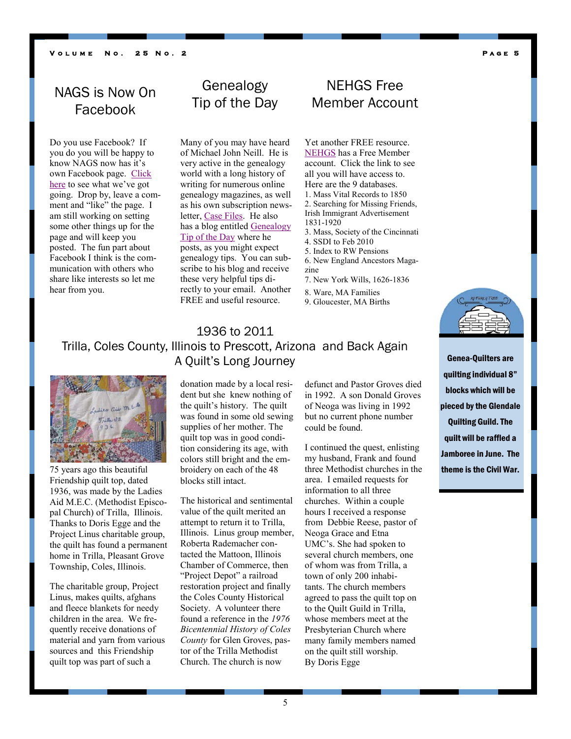## NAGS is Now On Facebook

Do you use Facebook? If you do you will be happy to know NAGS now has it's own Facebook page. Click here to see what we've got going. Drop by, leave a comment and "like" the page. I am still working on setting some other things up for the page and will keep you posted. The fun part about Facebook I think is the communication with others who share like interests so let me hear from you.

## Genealogy Tip of the Day

Many of you may have heard of Michael John Neill. He is very active in the genealogy world with a long history of writing for numerous online genealogy magazines, as well as his own subscription newsletter, Case Files. He also has a blog entitled Genealogy Tip of the Day where he posts, as you might expect genealogy tips. You can subscribe to his blog and receive these very helpful tips directly to your email. Another FREE and useful resource.

## NEHGS Free Member Account

Yet another FREE resource. NEHGS has a Free Member account. Click the link to see all you will have access to. Here are the 9 databases.

1. Mass Vital Records to 1850
2. Searching for Missing Friends, Irish Immigrant Advertisement 1831-1920
3. Mass, Society of the Cincinnati
4. SSDI to Feb 2010
5. Index to RW Pensions
6. New England Ancestors Magazine
7. New York Wills, 1626-1836
8. Ware, MA Families
9. Gloucester, MA Births

**Genea-Quilters are quilting individual 8" blocks which will be pieced by the Glendale Quilting Guild. The quilt will be raffled a Jamboree in June. The theme is the Civil War.**

## 1936 to 2011
## Trilla, Coles County, Illinois to Prescott, Arizona and Back Again
## A Quilt's Long Journey

75 years ago this beautiful Friendship quilt top, dated 1936, was made by the Ladies Aid M.E.C. (Methodist Episcopal Church) of Trilla, Illinois. Thanks to Doris Egge and the Project Linus charitable group, the quilt has found a permanent home in Trilla, Pleasant Grove Township, Coles, Illinois.

The charitable group, Project Linus, makes quilts, afghans and fleece blankets for needy children in the area. We frequently receive donations of material and yarn from various sources and this Friendship quilt top was part of such a donation made by a local resident but she knew nothing of the quilt's history. The quilt was found in some old sewing supplies of her mother. The quilt top was in good condition considering its age, with colors still bright and the embroidery on each of the 48 blocks still intact.

The historical and sentimental value of the quilt merited an attempt to return it to Trilla, Illinois. Linus group member, Roberta Rademacher contacted the Mattoon, Illinois Chamber of Commerce, then "Project Depot" a railroad restoration project and finally the Coles County Historical Society. A volunteer there found a reference in the *1976 Bicentennial History of Coles County* for Glen Groves, pastor of the Trilla Methodist Church. The church is now defunct and Pastor Groves died in 1992. A son Donald Groves of Neoga was living in 1992 but no current phone number could be found.

I continued the quest, enlisting my husband, Frank and found three Methodist churches in the area. I emailed requests for information to all three churches. Within a couple hours I received a response from Debbie Reese, pastor of Neoga Grace and Etna UMC's. She had spoken to several church members, one of whom was from Trilla, a town of only 200 inhabitants. The church members agreed to pass the quilt top on to the Quilt Guild in Trilla, whose members meet at the Presbyterian Church where many family members named on the quilt still worship.

By Doris Egge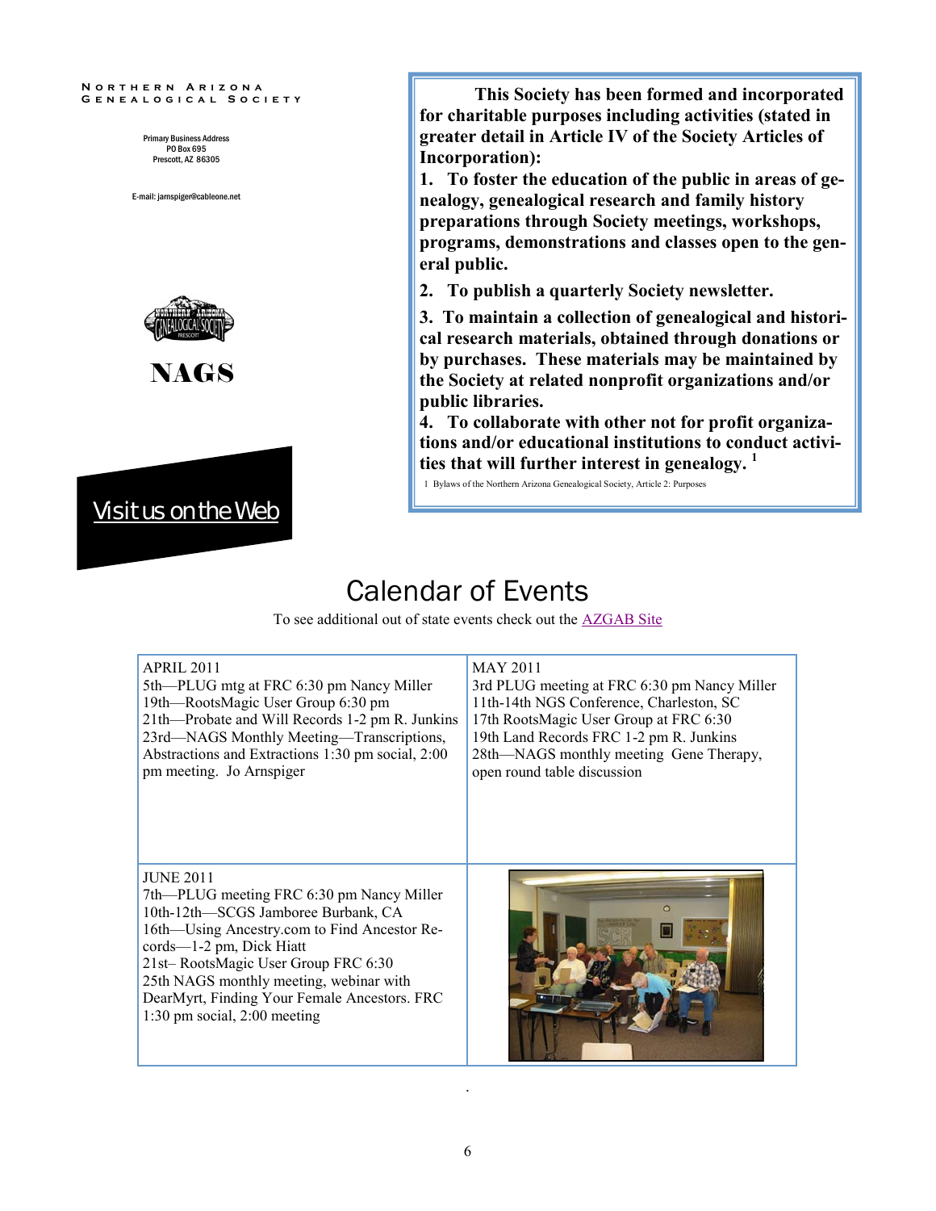NORTHERN ARIZONA GENEALOGICAL SOCIETY

Primary Business Address
PO Box 695
Prescott, AZ 86305

E-mail: jarnspiger@cableone.net

**NAGS**

Visit us on the Web

**This Society has been formed and incorporated for charitable purposes including activities (stated in greater detail in Article IV of the Society Articles of Incorporation):**

**1. To foster the education of the public in areas of genealogy, genealogical research and family history preparations through Society meetings, workshops, programs, demonstrations and classes open to the general public.**

**2. To publish a quarterly Society newsletter.**

**3. To maintain a collection of genealogical and historical research materials, obtained through donations or by purchases. These materials may be maintained by the Society at related nonprofit organizations and/or public libraries.**

**4. To collaborate with other not for profit organizations and/or educational institutions to conduct activities that will further interest in genealogy.** [1]

1 Bylaws of the Northern Arizona Genealogical Society, Article 2: Purposes

# Calendar of Events

To see additional out of state events check out the AZGAB Site

| | |
|---|---|
| APRIL 2011<br>5th—PLUG mtg at FRC 6:30 pm Nancy Miller<br>19th—RootsMagic User Group 6:30 pm<br>21th—Probate and Will Records 1-2 pm R. Junkins<br>23rd—NAGS Monthly Meeting—Transcriptions, Abstractions and Extractions 1:30 pm social, 2:00 pm meeting. Jo Arnspiger | MAY 2011<br>3rd PLUG meeting at FRC 6:30 pm Nancy Miller<br>11th-14th NGS Conference, Charleston, SC<br>17th RootsMagic User Group at FRC 6:30<br>19th Land Records FRC 1-2 pm R. Junkins<br>28th—NAGS monthly meeting Gene Therapy, open round table discussion |
| JUNE 2011<br>7th—PLUG meeting FRC 6:30 pm Nancy Miller<br>10th-12th—SCGS Jamboree Burbank, CA<br>16th—Using Ancestry.com to Find Ancestor Records—1-2 pm, Dick Hiatt<br>21st– RootsMagic User Group FRC 6:30<br>25th NAGS monthly meeting, webinar with DearMyrt, Finding Your Female Ancestors. FRC 1:30 pm social, 2:00 meeting | |